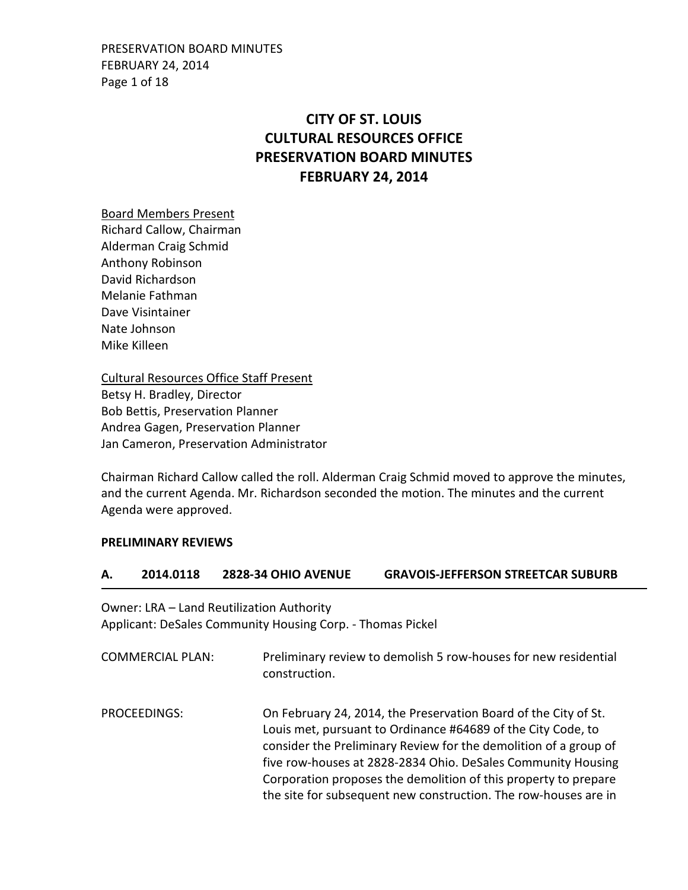# CITY OF ST. LOUIS
# CULTURAL RESOURCES OFFICE
# PRESERVATION BOARD MINUTES
# FEBRUARY 24, 2014

Board Members Present
Richard Callow, Chairman
Alderman Craig Schmid
Anthony Robinson
David Richardson
Melanie Fathman
Dave Visintainer
Nate Johnson
Mike Killeen

Cultural Resources Office Staff Present
Betsy H. Bradley, Director
Bob Bettis, Preservation Planner
Andrea Gagen, Preservation Planner
Jan Cameron, Preservation Administrator

Chairman Richard Callow called the roll. Alderman Craig Schmid moved to approve the minutes, and the current Agenda. Mr. Richardson seconded the motion. The minutes and the current Agenda were approved.

**PRELIMINARY REVIEWS**

## A. 2014.0118 2828-34 OHIO AVENUE GRAVOIS-JEFFERSON STREETCAR SUBURB

Owner: LRA – Land Reutilization Authority
Applicant: DeSales Community Housing Corp. - Thomas Pickel

COMMERCIAL PLAN: Preliminary review to demolish 5 row-houses for new residential construction.

PROCEEDINGS: On February 24, 2014, the Preservation Board of the City of St. Louis met, pursuant to Ordinance #64689 of the City Code, to consider the Preliminary Review for the demolition of a group of five row-houses at 2828-2834 Ohio. DeSales Community Housing Corporation proposes the demolition of this property to prepare the site for subsequent new construction. The row-houses are in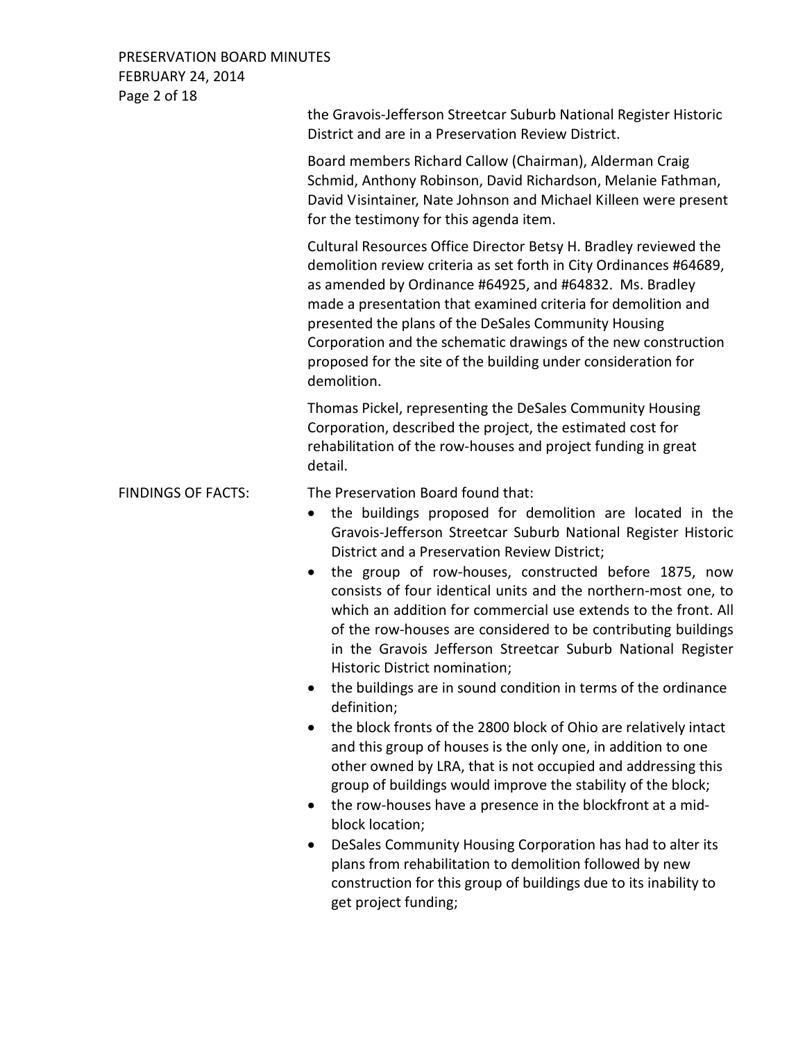the Gravois-Jefferson Streetcar Suburb National Register Historic District and are in a Preservation Review District.

Board members Richard Callow (Chairman), Alderman Craig Schmid, Anthony Robinson, David Richardson, Melanie Fathman, David Visintainer, Nate Johnson and Michael Killeen were present for the testimony for this agenda item.

Cultural Resources Office Director Betsy H. Bradley reviewed the demolition review criteria as set forth in City Ordinances #64689, as amended by Ordinance #64925, and #64832. Ms. Bradley made a presentation that examined criteria for demolition and presented the plans of the DeSales Community Housing Corporation and the schematic drawings of the new construction proposed for the site of the building under consideration for demolition.

Thomas Pickel, representing the DeSales Community Housing Corporation, described the project, the estimated cost for rehabilitation of the row-houses and project funding in great detail.

FINDINGS OF FACTS: The Preservation Board found that:

- the buildings proposed for demolition are located in the Gravois-Jefferson Streetcar Suburb National Register Historic District and a Preservation Review District;
- the group of row-houses, constructed before 1875, now consists of four identical units and the northern-most one, to which an addition for commercial use extends to the front. All of the row-houses are considered to be contributing buildings in the Gravois Jefferson Streetcar Suburb National Register Historic District nomination;
- the buildings are in sound condition in terms of the ordinance definition;
- the block fronts of the 2800 block of Ohio are relatively intact and this group of houses is the only one, in addition to one other owned by LRA, that is not occupied and addressing this group of buildings would improve the stability of the block;
- the row-houses have a presence in the blockfront at a mid-block location;
- DeSales Community Housing Corporation has had to alter its plans from rehabilitation to demolition followed by new construction for this group of buildings due to its inability to get project funding;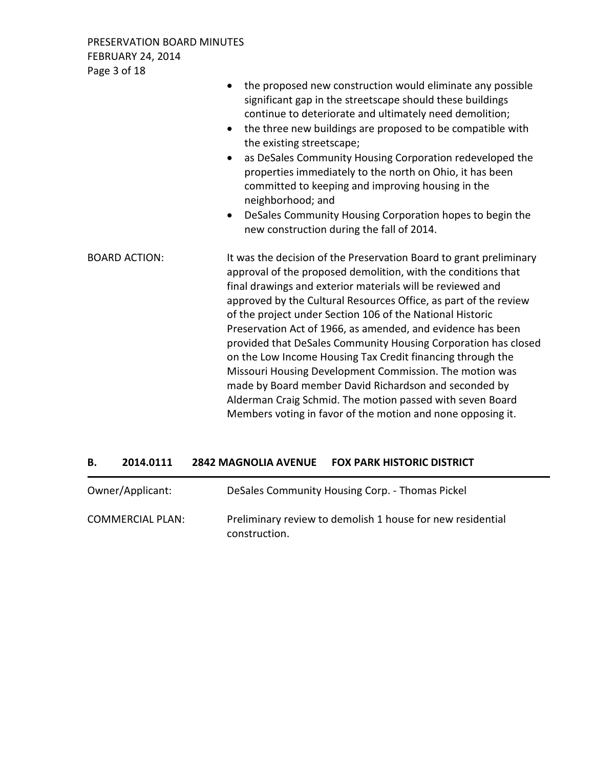- the proposed new construction would eliminate any possible significant gap in the streetscape should these buildings continue to deteriorate and ultimately need demolition;
- the three new buildings are proposed to be compatible with the existing streetscape;
- as DeSales Community Housing Corporation redeveloped the properties immediately to the north on Ohio, it has been committed to keeping and improving housing in the neighborhood; and
- DeSales Community Housing Corporation hopes to begin the new construction during the fall of 2014.

BOARD ACTION: It was the decision of the Preservation Board to grant preliminary approval of the proposed demolition, with the conditions that final drawings and exterior materials will be reviewed and approved by the Cultural Resources Office, as part of the review of the project under Section 106 of the National Historic Preservation Act of 1966, as amended, and evidence has been provided that DeSales Community Housing Corporation has closed on the Low Income Housing Tax Credit financing through the Missouri Housing Development Commission. The motion was made by Board member David Richardson and seconded by Alderman Craig Schmid. The motion passed with seven Board Members voting in favor of the motion and none opposing it.

## B. 2014.0111 2842 MAGNOLIA AVENUE FOX PARK HISTORIC DISTRICT

Owner/Applicant: DeSales Community Housing Corp. - Thomas Pickel

COMMERCIAL PLAN: Preliminary review to demolish 1 house for new residential construction.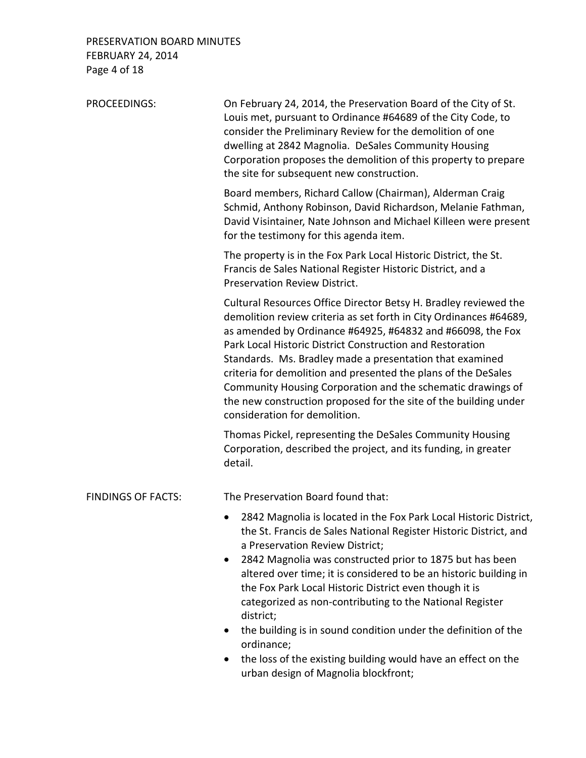PROCEEDINGS: On February 24, 2014, the Preservation Board of the City of St. Louis met, pursuant to Ordinance #64689 of the City Code, to consider the Preliminary Review for the demolition of one dwelling at 2842 Magnolia. DeSales Community Housing Corporation proposes the demolition of this property to prepare the site for subsequent new construction.

Board members, Richard Callow (Chairman), Alderman Craig Schmid, Anthony Robinson, David Richardson, Melanie Fathman, David Visintainer, Nate Johnson and Michael Killeen were present for the testimony for this agenda item.

The property is in the Fox Park Local Historic District, the St. Francis de Sales National Register Historic District, and a Preservation Review District.

Cultural Resources Office Director Betsy H. Bradley reviewed the demolition review criteria as set forth in City Ordinances #64689, as amended by Ordinance #64925, #64832 and #66098, the Fox Park Local Historic District Construction and Restoration Standards. Ms. Bradley made a presentation that examined criteria for demolition and presented the plans of the DeSales Community Housing Corporation and the schematic drawings of the new construction proposed for the site of the building under consideration for demolition.

Thomas Pickel, representing the DeSales Community Housing Corporation, described the project, and its funding, in greater detail.

FINDINGS OF FACTS: The Preservation Board found that:

- 2842 Magnolia is located in the Fox Park Local Historic District, the St. Francis de Sales National Register Historic District, and a Preservation Review District;
- 2842 Magnolia was constructed prior to 1875 but has been altered over time; it is considered to be an historic building in the Fox Park Local Historic District even though it is categorized as non-contributing to the National Register district;
- the building is in sound condition under the definition of the ordinance;
- the loss of the existing building would have an effect on the urban design of Magnolia blockfront;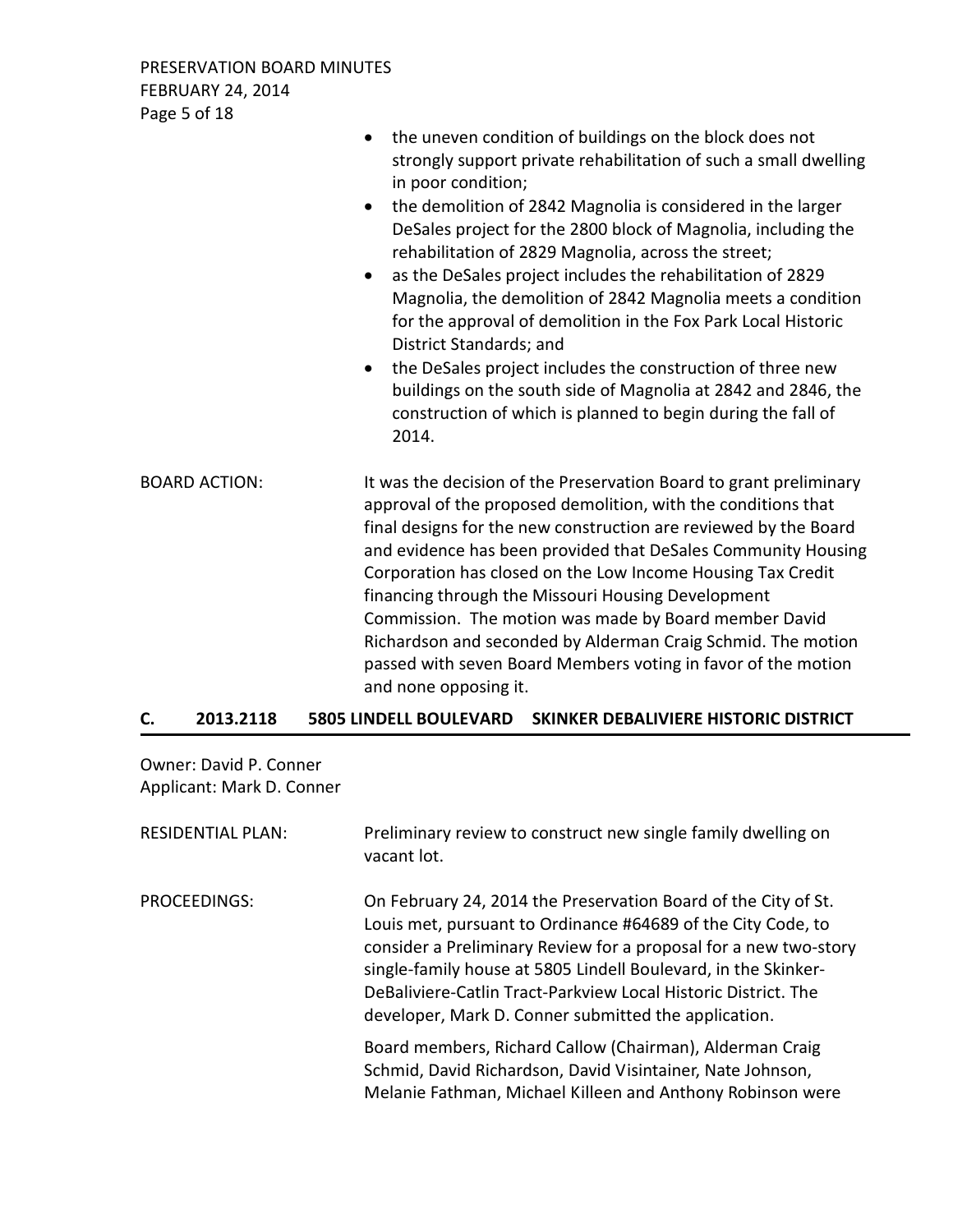- the uneven condition of buildings on the block does not strongly support private rehabilitation of such a small dwelling in poor condition;
- the demolition of 2842 Magnolia is considered in the larger DeSales project for the 2800 block of Magnolia, including the rehabilitation of 2829 Magnolia, across the street;
- as the DeSales project includes the rehabilitation of 2829 Magnolia, the demolition of 2842 Magnolia meets a condition for the approval of demolition in the Fox Park Local Historic District Standards; and
- the DeSales project includes the construction of three new buildings on the south side of Magnolia at 2842 and 2846, the construction of which is planned to begin during the fall of 2014.

BOARD ACTION: It was the decision of the Preservation Board to grant preliminary approval of the proposed demolition, with the conditions that final designs for the new construction are reviewed by the Board and evidence has been provided that DeSales Community Housing Corporation has closed on the Low Income Housing Tax Credit financing through the Missouri Housing Development Commission. The motion was made by Board member David Richardson and seconded by Alderman Craig Schmid. The motion passed with seven Board Members voting in favor of the motion and none opposing it.

## C. 2013.2118 5805 LINDELL BOULEVARD SKINKER DEBALIVIERE HISTORIC DISTRICT

Owner: David P. Conner
Applicant: Mark D. Conner

RESIDENTIAL PLAN: Preliminary review to construct new single family dwelling on vacant lot.

PROCEEDINGS: On February 24, 2014 the Preservation Board of the City of St. Louis met, pursuant to Ordinance #64689 of the City Code, to consider a Preliminary Review for a proposal for a new two-story single-family house at 5805 Lindell Boulevard, in the Skinker-DeBaliviere-Catlin Tract-Parkview Local Historic District. The developer, Mark D. Conner submitted the application.

Board members, Richard Callow (Chairman), Alderman Craig Schmid, David Richardson, David Visintainer, Nate Johnson, Melanie Fathman, Michael Killeen and Anthony Robinson were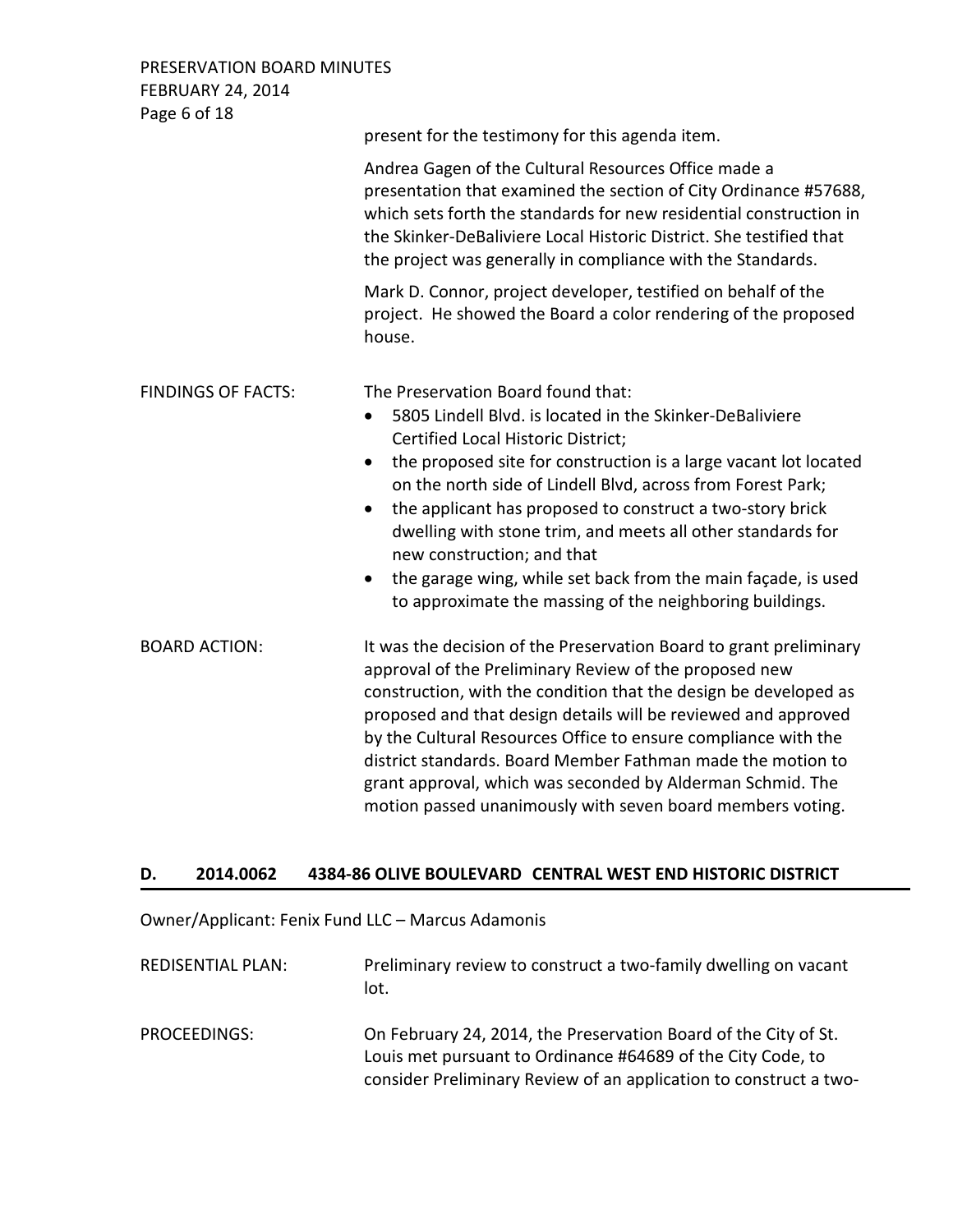present for the testimony for this agenda item.

Andrea Gagen of the Cultural Resources Office made a presentation that examined the section of City Ordinance #57688, which sets forth the standards for new residential construction in the Skinker-DeBaliviere Local Historic District. She testified that the project was generally in compliance with the Standards.

Mark D. Connor, project developer, testified on behalf of the project. He showed the Board a color rendering of the proposed house.

FINDINGS OF FACTS: The Preservation Board found that:

- 5805 Lindell Blvd. is located in the Skinker-DeBaliviere Certified Local Historic District;
- the proposed site for construction is a large vacant lot located on the north side of Lindell Blvd, across from Forest Park;
- the applicant has proposed to construct a two-story brick dwelling with stone trim, and meets all other standards for new construction; and that
- the garage wing, while set back from the main façade, is used to approximate the massing of the neighboring buildings.

BOARD ACTION: It was the decision of the Preservation Board to grant preliminary approval of the Preliminary Review of the proposed new construction, with the condition that the design be developed as proposed and that design details will be reviewed and approved by the Cultural Resources Office to ensure compliance with the district standards. Board Member Fathman made the motion to grant approval, which was seconded by Alderman Schmid. The motion passed unanimously with seven board members voting.

## D. 2014.0062 4384-86 OLIVE BOULEVARD CENTRAL WEST END HISTORIC DISTRICT

Owner/Applicant: Fenix Fund LLC – Marcus Adamonis

REDISENTIAL PLAN: Preliminary review to construct a two-family dwelling on vacant lot.

PROCEEDINGS: On February 24, 2014, the Preservation Board of the City of St. Louis met pursuant to Ordinance #64689 of the City Code, to consider Preliminary Review of an application to construct a two-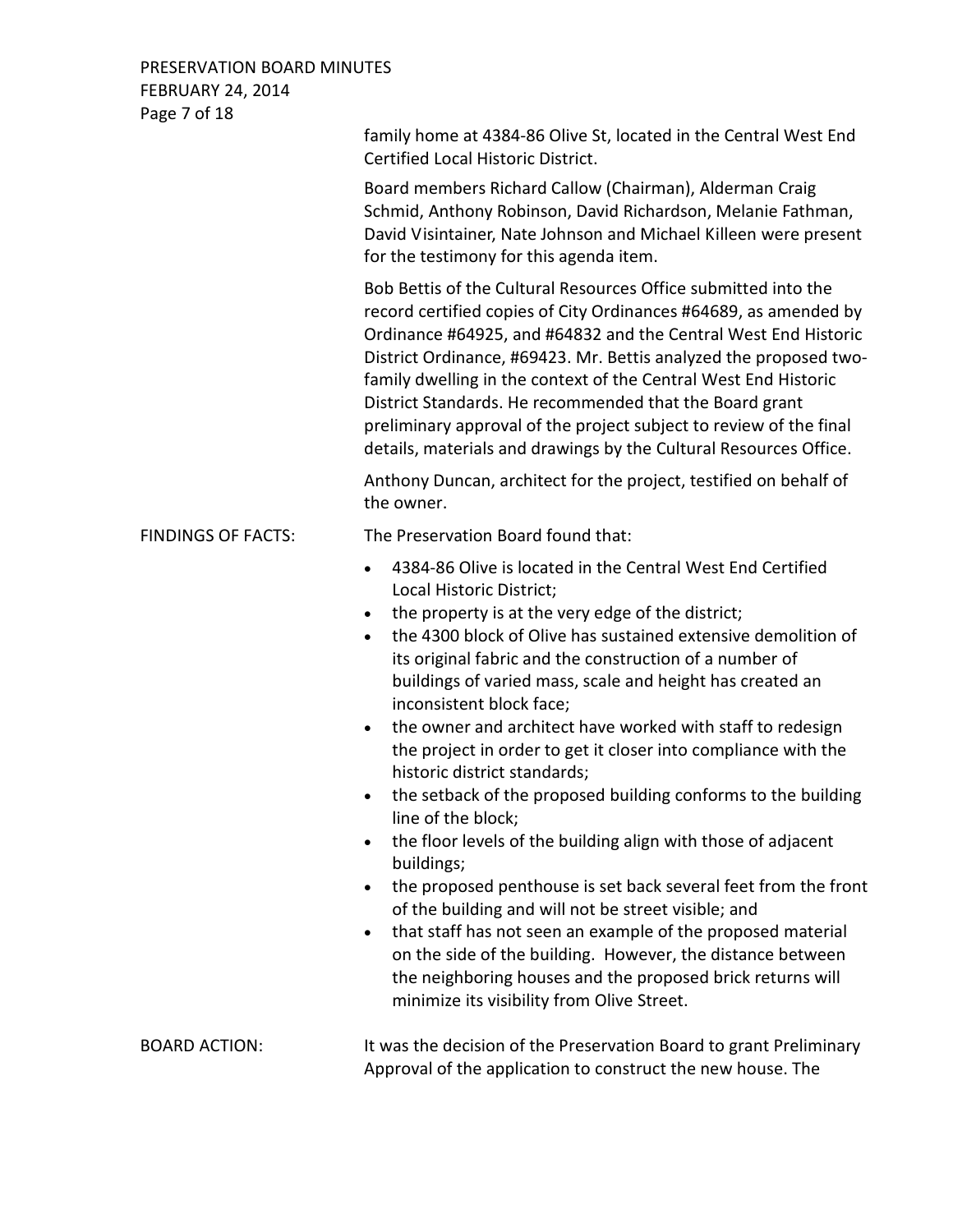family home at 4384-86 Olive St, located in the Central West End Certified Local Historic District.

Board members Richard Callow (Chairman), Alderman Craig Schmid, Anthony Robinson, David Richardson, Melanie Fathman, David Visintainer, Nate Johnson and Michael Killeen were present for the testimony for this agenda item.

Bob Bettis of the Cultural Resources Office submitted into the record certified copies of City Ordinances #64689, as amended by Ordinance #64925, and #64832 and the Central West End Historic District Ordinance, #69423. Mr. Bettis analyzed the proposed two-family dwelling in the context of the Central West End Historic District Standards. He recommended that the Board grant preliminary approval of the project subject to review of the final details, materials and drawings by the Cultural Resources Office.

Anthony Duncan, architect for the project, testified on behalf of the owner.

FINDINGS OF FACTS: The Preservation Board found that:

- 4384-86 Olive is located in the Central West End Certified Local Historic District;
- the property is at the very edge of the district;
- the 4300 block of Olive has sustained extensive demolition of its original fabric and the construction of a number of buildings of varied mass, scale and height has created an inconsistent block face;
- the owner and architect have worked with staff to redesign the project in order to get it closer into compliance with the historic district standards;
- the setback of the proposed building conforms to the building line of the block;
- the floor levels of the building align with those of adjacent buildings;
- the proposed penthouse is set back several feet from the front of the building and will not be street visible; and
- that staff has not seen an example of the proposed material on the side of the building. However, the distance between the neighboring houses and the proposed brick returns will minimize its visibility from Olive Street.

BOARD ACTION: It was the decision of the Preservation Board to grant Preliminary Approval of the application to construct the new house. The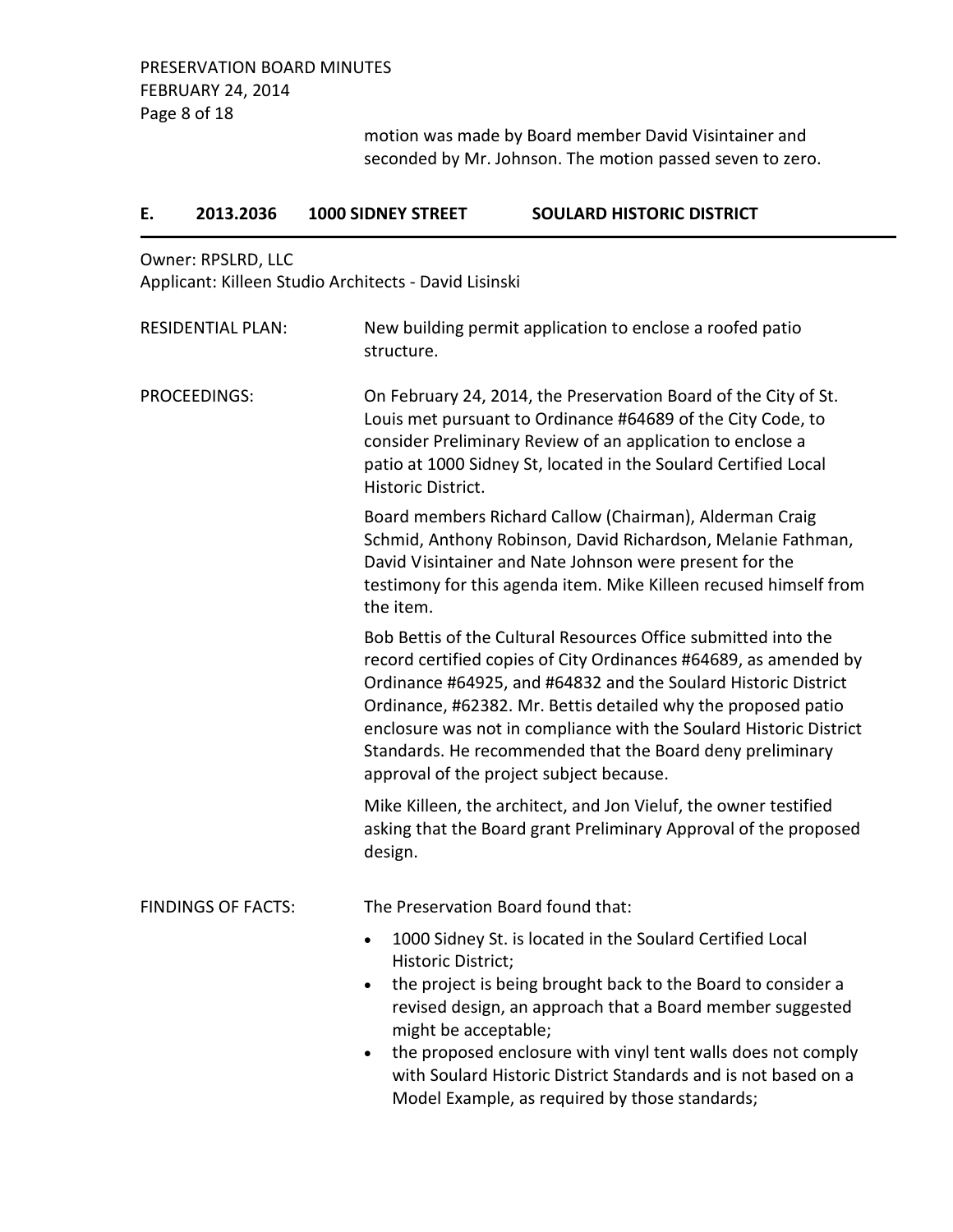motion was made by Board member David Visintainer and seconded by Mr. Johnson. The motion passed seven to zero.

## E. 2013.2036 1000 SIDNEY STREET SOULARD HISTORIC DISTRICT

Owner: RPSLRD, LLC
Applicant: Killeen Studio Architects - David Lisinski

RESIDENTIAL PLAN: New building permit application to enclose a roofed patio structure.

PROCEEDINGS: On February 24, 2014, the Preservation Board of the City of St. Louis met pursuant to Ordinance #64689 of the City Code, to consider Preliminary Review of an application to enclose a patio at 1000 Sidney St, located in the Soulard Certified Local Historic District.

Board members Richard Callow (Chairman), Alderman Craig Schmid, Anthony Robinson, David Richardson, Melanie Fathman, David Visintainer and Nate Johnson were present for the testimony for this agenda item. Mike Killeen recused himself from the item.

Bob Bettis of the Cultural Resources Office submitted into the record certified copies of City Ordinances #64689, as amended by Ordinance #64925, and #64832 and the Soulard Historic District Ordinance, #62382. Mr. Bettis detailed why the proposed patio enclosure was not in compliance with the Soulard Historic District Standards. He recommended that the Board deny preliminary approval of the project subject because.

Mike Killeen, the architect, and Jon Vieluf, the owner testified asking that the Board grant Preliminary Approval of the proposed design.

FINDINGS OF FACTS: The Preservation Board found that:

- 1000 Sidney St. is located in the Soulard Certified Local Historic District;
- the project is being brought back to the Board to consider a revised design, an approach that a Board member suggested might be acceptable;
- the proposed enclosure with vinyl tent walls does not comply with Soulard Historic District Standards and is not based on a Model Example, as required by those standards;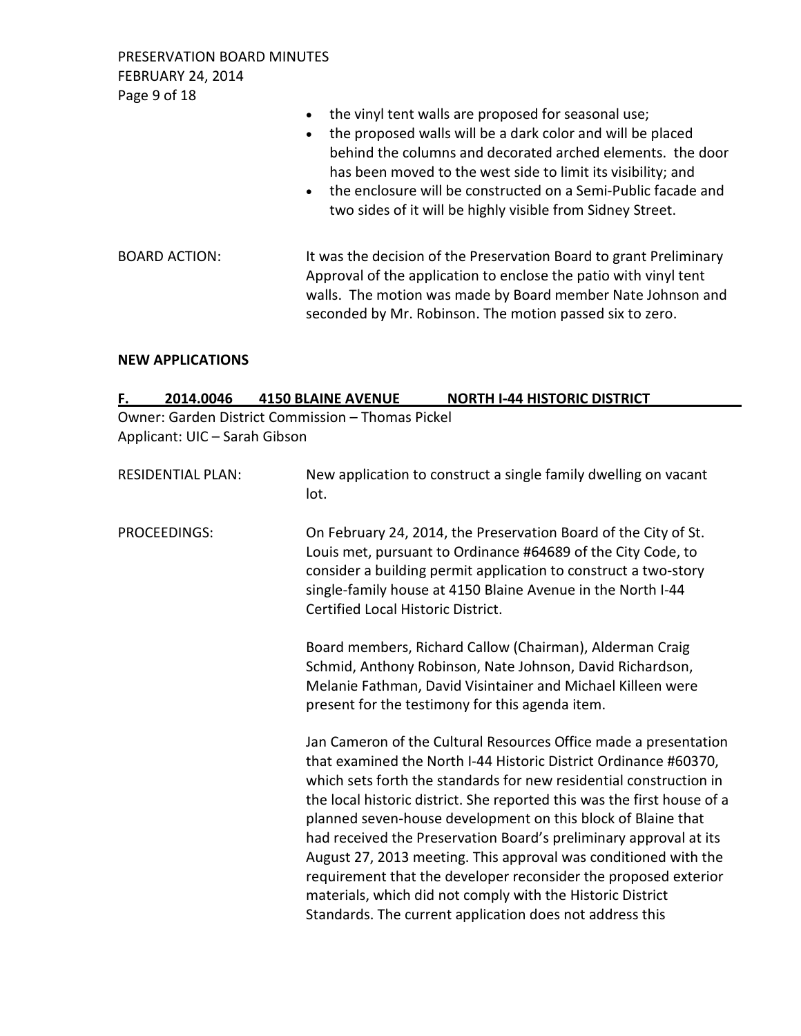- the vinyl tent walls are proposed for seasonal use;
- the proposed walls will be a dark color and will be placed behind the columns and decorated arched elements. the door has been moved to the west side to limit its visibility; and
- the enclosure will be constructed on a Semi-Public facade and two sides of it will be highly visible from Sidney Street.

BOARD ACTION: It was the decision of the Preservation Board to grant Preliminary Approval of the application to enclose the patio with vinyl tent walls. The motion was made by Board member Nate Johnson and seconded by Mr. Robinson. The motion passed six to zero.

**NEW APPLICATIONS**

**F. 2014.0046 4150 BLAINE AVENUE NORTH I-44 HISTORIC DISTRICT**

Owner: Garden District Commission – Thomas Pickel
Applicant: UIC – Sarah Gibson

RESIDENTIAL PLAN: New application to construct a single family dwelling on vacant lot.

PROCEEDINGS: On February 24, 2014, the Preservation Board of the City of St. Louis met, pursuant to Ordinance #64689 of the City Code, to consider a building permit application to construct a two-story single-family house at 4150 Blaine Avenue in the North I-44 Certified Local Historic District.

Board members, Richard Callow (Chairman), Alderman Craig Schmid, Anthony Robinson, Nate Johnson, David Richardson, Melanie Fathman, David Visintainer and Michael Killeen were present for the testimony for this agenda item.

Jan Cameron of the Cultural Resources Office made a presentation that examined the North I-44 Historic District Ordinance #60370, which sets forth the standards for new residential construction in the local historic district. She reported this was the first house of a planned seven-house development on this block of Blaine that had received the Preservation Board's preliminary approval at its August 27, 2013 meeting. This approval was conditioned with the requirement that the developer reconsider the proposed exterior materials, which did not comply with the Historic District Standards. The current application does not address this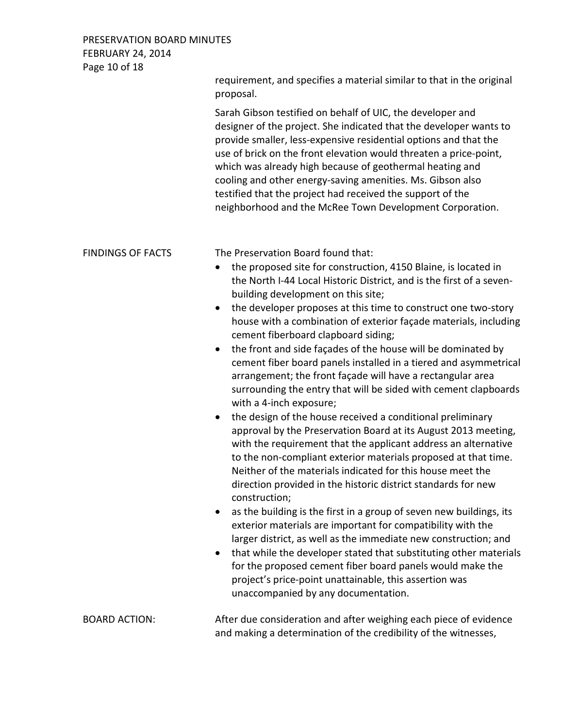requirement, and specifies a material similar to that in the original proposal.

Sarah Gibson testified on behalf of UIC, the developer and designer of the project. She indicated that the developer wants to provide smaller, less-expensive residential options and that the use of brick on the front elevation would threaten a price-point, which was already high because of geothermal heating and cooling and other energy-saving amenities. Ms. Gibson also testified that the project had received the support of the neighborhood and the McRee Town Development Corporation.

FINDINGS OF FACTS

The Preservation Board found that:

- the proposed site for construction, 4150 Blaine, is located in the North I-44 Local Historic District, and is the first of a seven-building development on this site;
- the developer proposes at this time to construct one two-story house with a combination of exterior façade materials, including cement fiberboard clapboard siding;
- the front and side façades of the house will be dominated by cement fiber board panels installed in a tiered and asymmetrical arrangement; the front façade will have a rectangular area surrounding the entry that will be sided with cement clapboards with a 4-inch exposure;
- the design of the house received a conditional preliminary approval by the Preservation Board at its August 2013 meeting, with the requirement that the applicant address an alternative to the non-compliant exterior materials proposed at that time. Neither of the materials indicated for this house meet the direction provided in the historic district standards for new construction;
- as the building is the first in a group of seven new buildings, its exterior materials are important for compatibility with the larger district, as well as the immediate new construction; and
- that while the developer stated that substituting other materials for the proposed cement fiber board panels would make the project's price-point unattainable, this assertion was unaccompanied by any documentation.

BOARD ACTION:

After due consideration and after weighing each piece of evidence and making a determination of the credibility of the witnesses,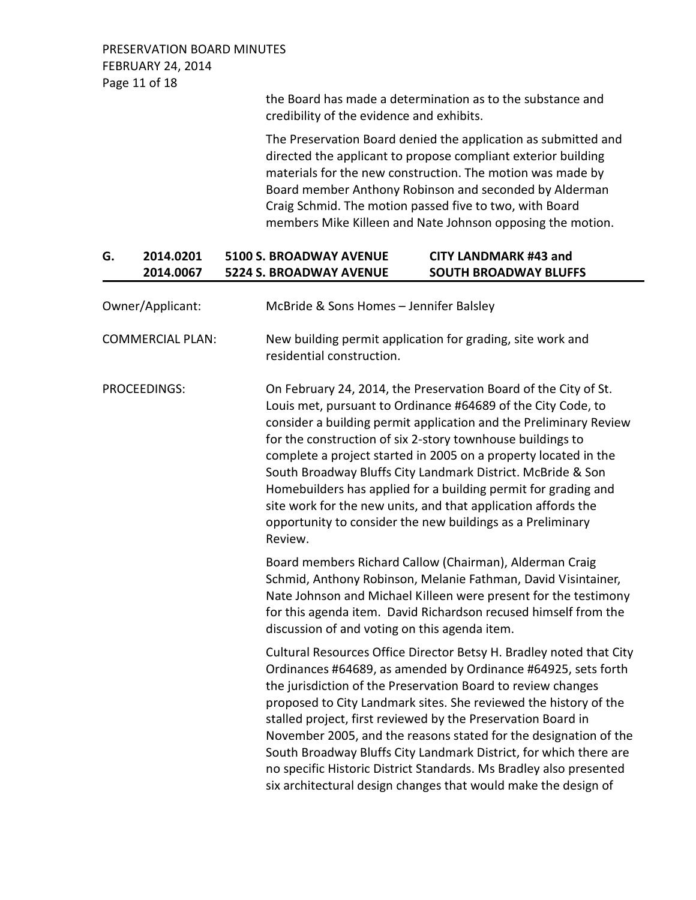the Board has made a determination as to the substance and credibility of the evidence and exhibits.

The Preservation Board denied the application as submitted and directed the applicant to propose compliant exterior building materials for the new construction. The motion was made by Board member Anthony Robinson and seconded by Alderman Craig Schmid. The motion passed five to two, with Board members Mike Killeen and Nate Johnson opposing the motion.

## G. 2014.0201 / 2014.0067 — 5100 S. BROADWAY AVENUE / 5224 S. BROADWAY AVENUE — CITY LANDMARK #43 and SOUTH BROADWAY BLUFFS

**Owner/Applicant:** McBride & Sons Homes – Jennifer Balsley

**COMMERCIAL PLAN:** New building permit application for grading, site work and residential construction.

**PROCEEDINGS:** On February 24, 2014, the Preservation Board of the City of St. Louis met, pursuant to Ordinance #64689 of the City Code, to consider a building permit application and the Preliminary Review for the construction of six 2-story townhouse buildings to complete a project started in 2005 on a property located in the South Broadway Bluffs City Landmark District. McBride & Son Homebuilders has applied for a building permit for grading and site work for the new units, and that application affords the opportunity to consider the new buildings as a Preliminary Review.

Board members Richard Callow (Chairman), Alderman Craig Schmid, Anthony Robinson, Melanie Fathman, David Visintainer, Nate Johnson and Michael Killeen were present for the testimony for this agenda item. David Richardson recused himself from the discussion of and voting on this agenda item.

Cultural Resources Office Director Betsy H. Bradley noted that City Ordinances #64689, as amended by Ordinance #64925, sets forth the jurisdiction of the Preservation Board to review changes proposed to City Landmark sites. She reviewed the history of the stalled project, first reviewed by the Preservation Board in November 2005, and the reasons stated for the designation of the South Broadway Bluffs City Landmark District, for which there are no specific Historic District Standards. Ms Bradley also presented six architectural design changes that would make the design of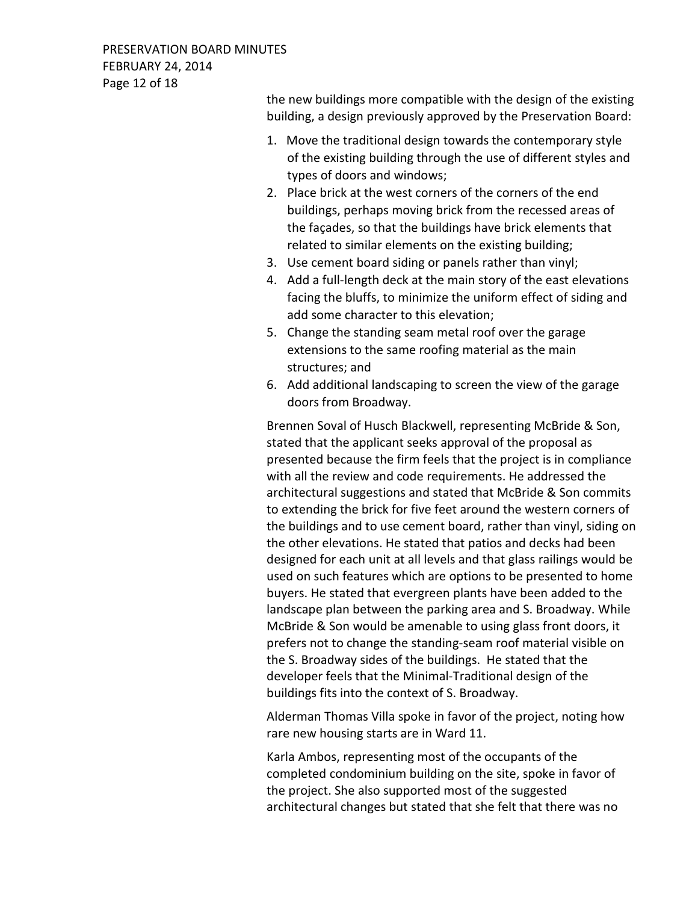the new buildings more compatible with the design of the existing building, a design previously approved by the Preservation Board:

1. Move the traditional design towards the contemporary style of the existing building through the use of different styles and types of doors and windows;
2. Place brick at the west corners of the corners of the end buildings, perhaps moving brick from the recessed areas of the façades, so that the buildings have brick elements that related to similar elements on the existing building;
3. Use cement board siding or panels rather than vinyl;
4. Add a full-length deck at the main story of the east elevations facing the bluffs, to minimize the uniform effect of siding and add some character to this elevation;
5. Change the standing seam metal roof over the garage extensions to the same roofing material as the main structures; and
6. Add additional landscaping to screen the view of the garage doors from Broadway.

Brennen Soval of Husch Blackwell, representing McBride & Son, stated that the applicant seeks approval of the proposal as presented because the firm feels that the project is in compliance with all the review and code requirements. He addressed the architectural suggestions and stated that McBride & Son commits to extending the brick for five feet around the western corners of the buildings and to use cement board, rather than vinyl, siding on the other elevations. He stated that patios and decks had been designed for each unit at all levels and that glass railings would be used on such features which are options to be presented to home buyers. He stated that evergreen plants have been added to the landscape plan between the parking area and S. Broadway. While McBride & Son would be amenable to using glass front doors, it prefers not to change the standing-seam roof material visible on the S. Broadway sides of the buildings. He stated that the developer feels that the Minimal-Traditional design of the buildings fits into the context of S. Broadway.

Alderman Thomas Villa spoke in favor of the project, noting how rare new housing starts are in Ward 11.

Karla Ambos, representing most of the occupants of the completed condominium building on the site, spoke in favor of the project. She also supported most of the suggested architectural changes but stated that she felt that there was no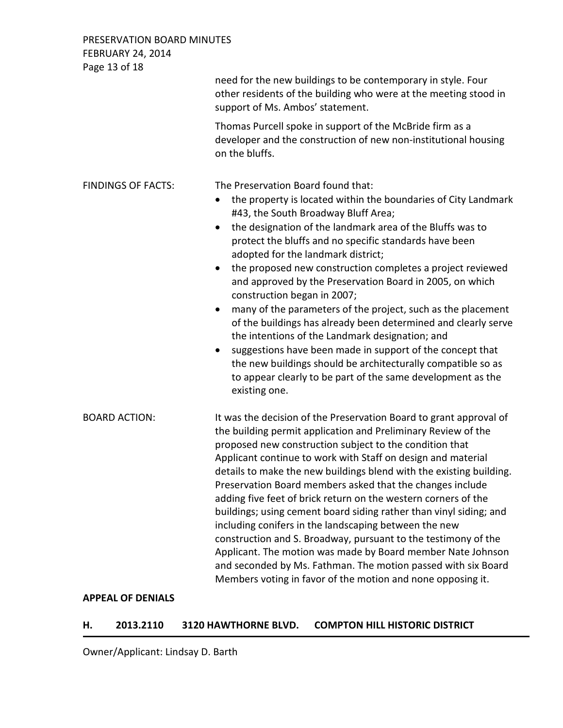need for the new buildings to be contemporary in style. Four other residents of the building who were at the meeting stood in support of Ms. Ambos' statement.

Thomas Purcell spoke in support of the McBride firm as a developer and the construction of new non-institutional housing on the bluffs.

FINDINGS OF FACTS: The Preservation Board found that:

- the property is located within the boundaries of City Landmark #43, the South Broadway Bluff Area;
- the designation of the landmark area of the Bluffs was to protect the bluffs and no specific standards have been adopted for the landmark district;
- the proposed new construction completes a project reviewed and approved by the Preservation Board in 2005, on which construction began in 2007;
- many of the parameters of the project, such as the placement of the buildings has already been determined and clearly serve the intentions of the Landmark designation; and
- suggestions have been made in support of the concept that the new buildings should be architecturally compatible so as to appear clearly to be part of the same development as the existing one.

BOARD ACTION: It was the decision of the Preservation Board to grant approval of the building permit application and Preliminary Review of the proposed new construction subject to the condition that Applicant continue to work with Staff on design and material details to make the new buildings blend with the existing building. Preservation Board members asked that the changes include adding five feet of brick return on the western corners of the buildings; using cement board siding rather than vinyl siding; and including conifers in the landscaping between the new construction and S. Broadway, pursuant to the testimony of the Applicant. The motion was made by Board member Nate Johnson and seconded by Ms. Fathman. The motion passed with six Board Members voting in favor of the motion and none opposing it.

**APPEAL OF DENIALS**

## H. 2013.2110 3120 HAWTHORNE BLVD. COMPTON HILL HISTORIC DISTRICT

Owner/Applicant: Lindsay D. Barth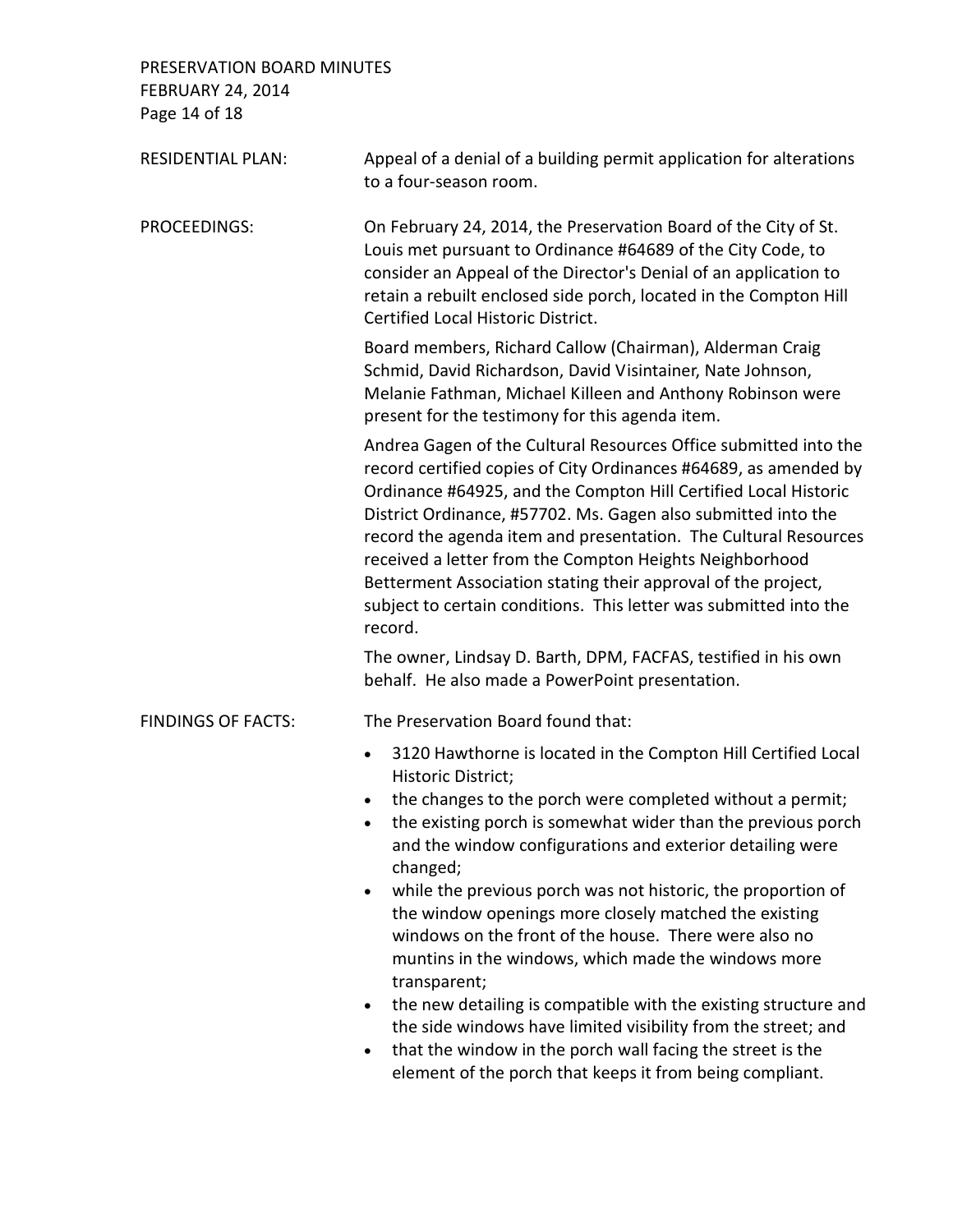**RESIDENTIAL PLAN:** Appeal of a denial of a building permit application for alterations to a four-season room.

**PROCEEDINGS:** On February 24, 2014, the Preservation Board of the City of St. Louis met pursuant to Ordinance #64689 of the City Code, to consider an Appeal of the Director's Denial of an application to retain a rebuilt enclosed side porch, located in the Compton Hill Certified Local Historic District.

Board members, Richard Callow (Chairman), Alderman Craig Schmid, David Richardson, David Visintainer, Nate Johnson, Melanie Fathman, Michael Killeen and Anthony Robinson were present for the testimony for this agenda item.

Andrea Gagen of the Cultural Resources Office submitted into the record certified copies of City Ordinances #64689, as amended by Ordinance #64925, and the Compton Hill Certified Local Historic District Ordinance, #57702. Ms. Gagen also submitted into the record the agenda item and presentation. The Cultural Resources received a letter from the Compton Heights Neighborhood Betterment Association stating their approval of the project, subject to certain conditions. This letter was submitted into the record.

The owner, Lindsay D. Barth, DPM, FACFAS, testified in his own behalf. He also made a PowerPoint presentation.

**FINDINGS OF FACTS:** The Preservation Board found that:

- 3120 Hawthorne is located in the Compton Hill Certified Local Historic District;
- the changes to the porch were completed without a permit;
- the existing porch is somewhat wider than the previous porch and the window configurations and exterior detailing were changed;
- while the previous porch was not historic, the proportion of the window openings more closely matched the existing windows on the front of the house. There were also no muntins in the windows, which made the windows more transparent;
- the new detailing is compatible with the existing structure and the side windows have limited visibility from the street; and
- that the window in the porch wall facing the street is the element of the porch that keeps it from being compliant.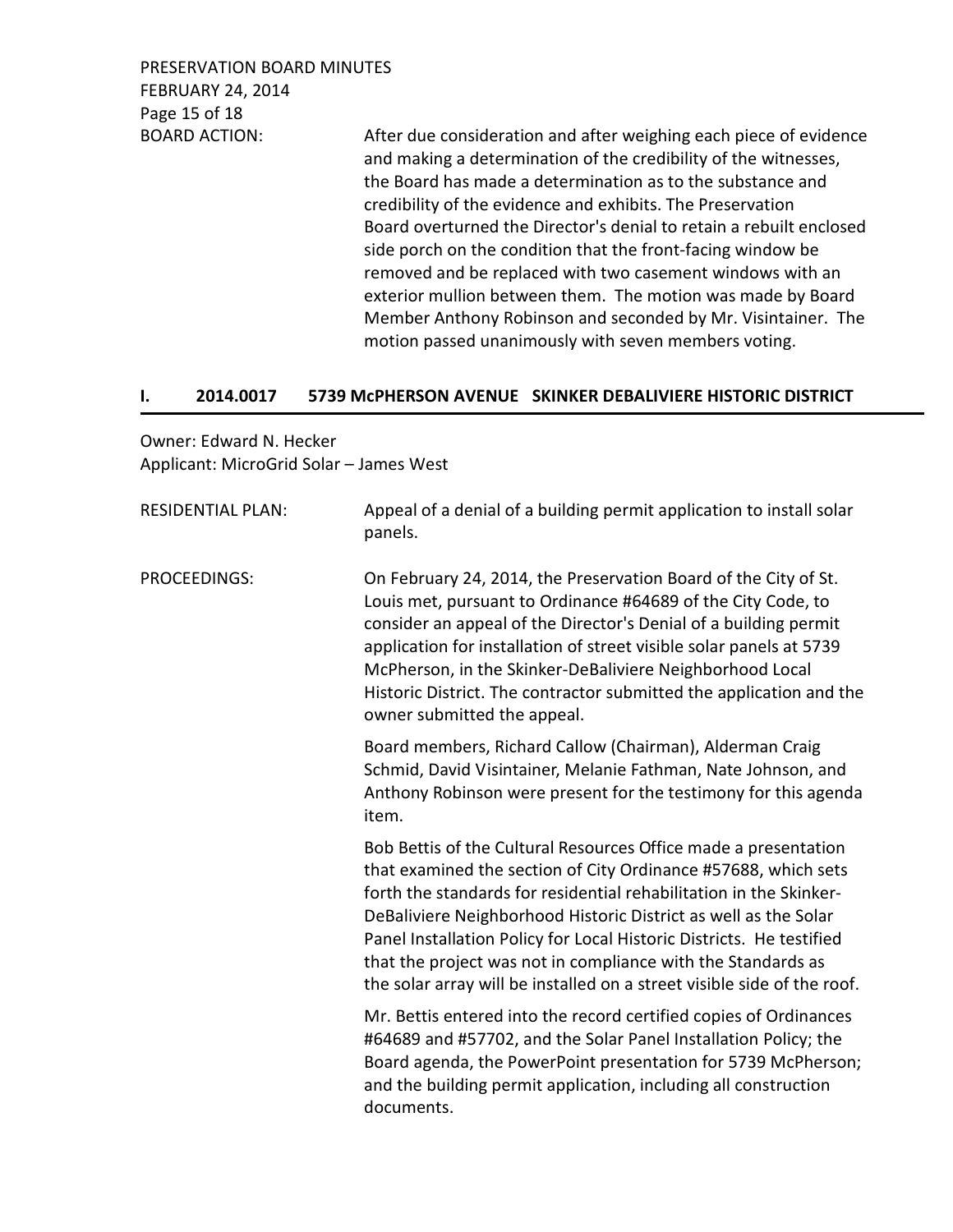BOARD ACTION: After due consideration and after weighing each piece of evidence and making a determination of the credibility of the witnesses, the Board has made a determination as to the substance and credibility of the evidence and exhibits. The Preservation Board overturned the Director's denial to retain a rebuilt enclosed side porch on the condition that the front-facing window be removed and be replaced with two casement windows with an exterior mullion between them. The motion was made by Board Member Anthony Robinson and seconded by Mr. Visintainer. The motion passed unanimously with seven members voting.

## I. 2014.0017 5739 McPHERSON AVENUE SKINKER DEBALIVIERE HISTORIC DISTRICT

Owner: Edward N. Hecker
Applicant: MicroGrid Solar – James West

RESIDENTIAL PLAN: Appeal of a denial of a building permit application to install solar panels.

PROCEEDINGS: On February 24, 2014, the Preservation Board of the City of St. Louis met, pursuant to Ordinance #64689 of the City Code, to consider an appeal of the Director's Denial of a building permit application for installation of street visible solar panels at 5739 McPherson, in the Skinker-DeBaliviere Neighborhood Local Historic District. The contractor submitted the application and the owner submitted the appeal.

Board members, Richard Callow (Chairman), Alderman Craig Schmid, David Visintainer, Melanie Fathman, Nate Johnson, and Anthony Robinson were present for the testimony for this agenda item.

Bob Bettis of the Cultural Resources Office made a presentation that examined the section of City Ordinance #57688, which sets forth the standards for residential rehabilitation in the Skinker-DeBaliviere Neighborhood Historic District as well as the Solar Panel Installation Policy for Local Historic Districts. He testified that the project was not in compliance with the Standards as the solar array will be installed on a street visible side of the roof.

Mr. Bettis entered into the record certified copies of Ordinances #64689 and #57702, and the Solar Panel Installation Policy; the Board agenda, the PowerPoint presentation for 5739 McPherson; and the building permit application, including all construction documents.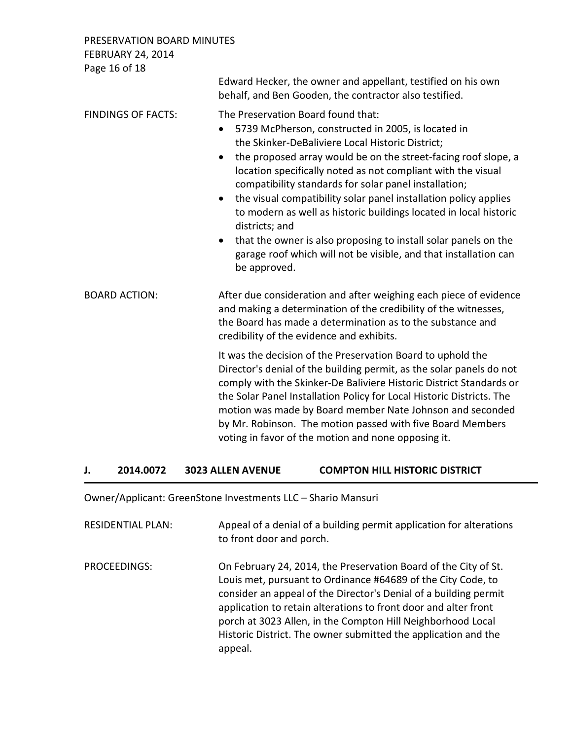Edward Hecker, the owner and appellant, testified on his own behalf, and Ben Gooden, the contractor also testified.

FINDINGS OF FACTS: The Preservation Board found that:

- 5739 McPherson, constructed in 2005, is located in the Skinker-DeBaliviere Local Historic District;
- the proposed array would be on the street-facing roof slope, a location specifically noted as not compliant with the visual compatibility standards for solar panel installation;
- the visual compatibility solar panel installation policy applies to modern as well as historic buildings located in local historic districts; and
- that the owner is also proposing to install solar panels on the garage roof which will not be visible, and that installation can be approved.

BOARD ACTION: After due consideration and after weighing each piece of evidence and making a determination of the credibility of the witnesses, the Board has made a determination as to the substance and credibility of the evidence and exhibits.

It was the decision of the Preservation Board to uphold the Director's denial of the building permit, as the solar panels do not comply with the Skinker-De Baliviere Historic District Standards or the Solar Panel Installation Policy for Local Historic Districts. The motion was made by Board member Nate Johnson and seconded by Mr. Robinson. The motion passed with five Board Members voting in favor of the motion and none opposing it.

## J. 2014.0072 3023 ALLEN AVENUE COMPTON HILL HISTORIC DISTRICT

Owner/Applicant: GreenStone Investments LLC – Shario Mansuri

RESIDENTIAL PLAN: Appeal of a denial of a building permit application for alterations to front door and porch.

PROCEEDINGS: On February 24, 2014, the Preservation Board of the City of St. Louis met, pursuant to Ordinance #64689 of the City Code, to consider an appeal of the Director's Denial of a building permit application to retain alterations to front door and alter front porch at 3023 Allen, in the Compton Hill Neighborhood Local Historic District. The owner submitted the application and the appeal.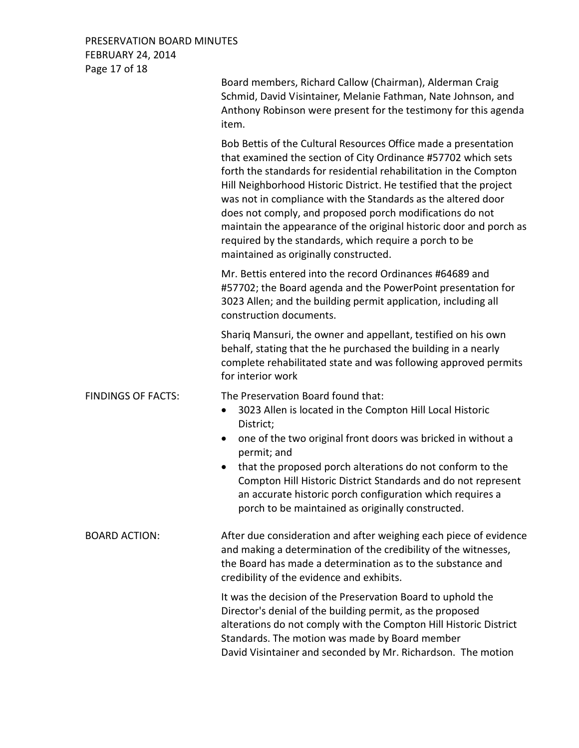Board members, Richard Callow (Chairman), Alderman Craig Schmid, David Visintainer, Melanie Fathman, Nate Johnson, and Anthony Robinson were present for the testimony for this agenda item.

Bob Bettis of the Cultural Resources Office made a presentation that examined the section of City Ordinance #57702 which sets forth the standards for residential rehabilitation in the Compton Hill Neighborhood Historic District. He testified that the project was not in compliance with the Standards as the altered door does not comply, and proposed porch modifications do not maintain the appearance of the original historic door and porch as required by the standards, which require a porch to be maintained as originally constructed.

Mr. Bettis entered into the record Ordinances #64689 and #57702; the Board agenda and the PowerPoint presentation for 3023 Allen; and the building permit application, including all construction documents.

Shariq Mansuri, the owner and appellant, testified on his own behalf, stating that the he purchased the building in a nearly complete rehabilitated state and was following approved permits for interior work

**FINDINGS OF FACTS:**

The Preservation Board found that:

- 3023 Allen is located in the Compton Hill Local Historic District;
- one of the two original front doors was bricked in without a permit; and
- that the proposed porch alterations do not conform to the Compton Hill Historic District Standards and do not represent an accurate historic porch configuration which requires a porch to be maintained as originally constructed.

**BOARD ACTION:**

After due consideration and after weighing each piece of evidence and making a determination of the credibility of the witnesses, the Board has made a determination as to the substance and credibility of the evidence and exhibits.

It was the decision of the Preservation Board to uphold the Director's denial of the building permit, as the proposed alterations do not comply with the Compton Hill Historic District Standards. The motion was made by Board member David Visintainer and seconded by Mr. Richardson. The motion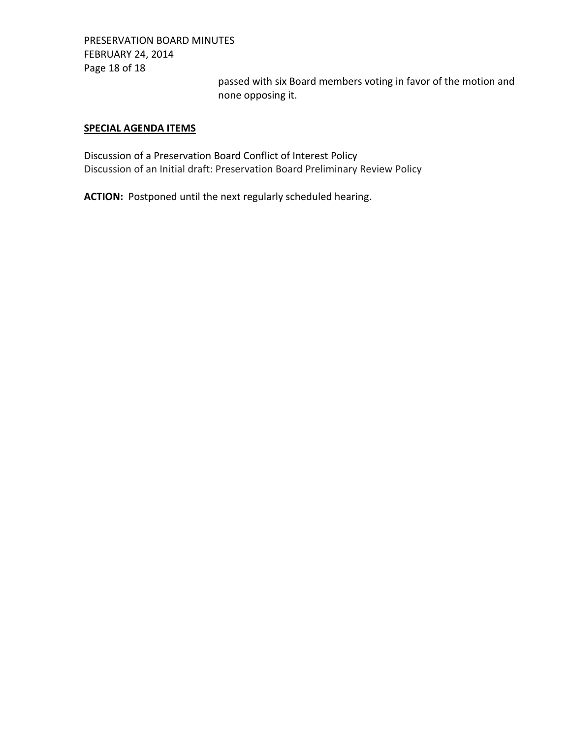passed with six Board members voting in favor of the motion and none opposing it.

**SPECIAL AGENDA ITEMS**

Discussion of a Preservation Board Conflict of Interest Policy
Discussion of an Initial draft: Preservation Board Preliminary Review Policy

**ACTION:** Postponed until the next regularly scheduled hearing.